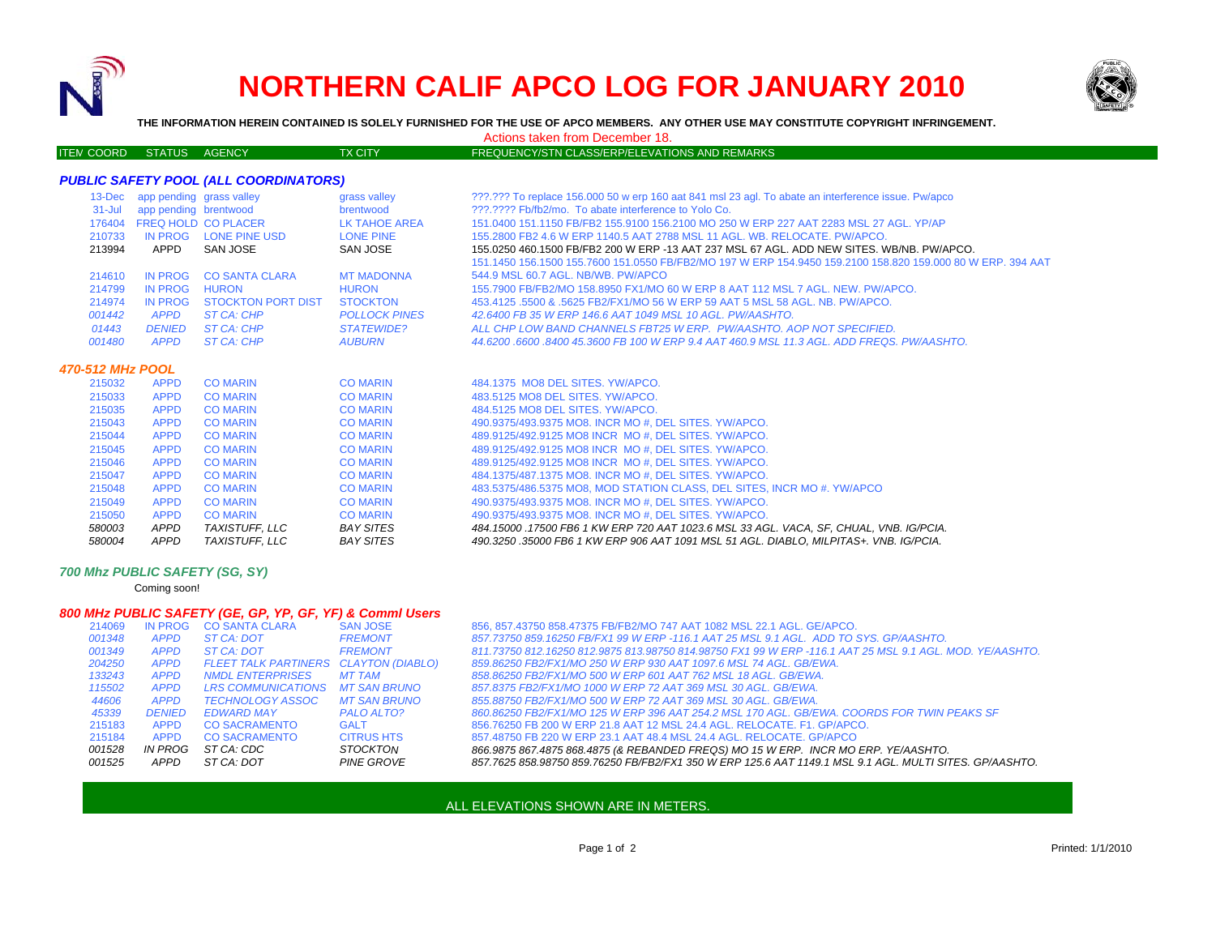# NORTHERN CALIF APCO LOG FOR JANUARY 2010

**THE INFORMATION HEREIN CONTAINED IS SOLELY FURNISHED FOR THE USE OF APCO MEMBERS. ANY OTHER USE MAY CONSTITUTE COPYRIGHT INFRINGEMENT.**

Actions taken from December 18.

| ITEM COORD | STATUS | AGENCY | TX CITY | FREQUENCY/STN CLASS/ERP/ELEVATIONS AND REMARKS |
|---|---|---|---|---|
| ***PUBLIC SAFETY POOL (ALL COORDINATORS)*** | | | | |
| 13-Dec | app pending | grass valley | grass valley | ???.??? To replace 156.000 50 w erp 160 aat 841 msl 23 agl. To abate an interference issue. Pw/apco |
| 31-Jul | app pending | brentwood | brentwood | ???.???? Fb/fb2/mo. To abate interference to Yolo Co. |
| 176404 | FREQ HOLD | CO PLACER | LK TAHOE AREA | 151.0400 151.1150 FB/FB2 155.9100 156.2100 MO 250 W ERP 227 AAT 2283 MSL 27 AGL. YP/AP |
| 210733 | IN PROG | LONE PINE USD | LONE PINE | 155.2800 FB2 4.6 W ERP 1140.5 AAT 2788 MSL 11 AGL. WB. RELOCATE. PW/APCO. |
| 213994 | APPD | SAN JOSE | SAN JOSE | 155.0250 460.1500 FB/FB2 200 W ERP -13 AAT 237 MSL 67 AGL. ADD NEW SITES. WB/NB. PW/APCO. |
| 214610 | IN PROG | CO SANTA CLARA | MT MADONNA | 151.1450 156.1500 155.7600 151.0550 FB/FB2/MO 197 W ERP 154.9450 159.2100 158.820 159.000 80 W ERP. 394 AAT 544.9 MSL 60.7 AGL. NB/WB. PW/APCO |
| 214799 | IN PROG | HURON | HURON | 155.7900 FB/FB2/MO 158.8950 FX1/MO 60 W ERP 8 AAT 112 MSL 7 AGL. NEW. PW/APCO. |
| 214974 | IN PROG | STOCKTON PORT DIST | STOCKTON | 453.4125 .5500 & .5625 FB2/FX1/MO 56 W ERP 59 AAT 5 MSL 58 AGL. NB. PW/APCO. |
| *001442* | *APPD* | *ST CA: CHP* | *POLLOCK PINES* | *42.6400 FB 35 W ERP 146.6 AAT 1049 MSL 10 AGL. PW/AASHTO.* |
| *01443* | *DENIED* | *ST CA: CHP* | *STATEWIDE?* | *ALL CHP LOW BAND CHANNELS FBT25 W ERP. PW/AASHTO. AOP NOT SPECIFIED.* |
| *001480* | *APPD* | *ST CA: CHP* | *AUBURN* | *44.6200 .6600 .8400 45.3600 FB 100 W ERP 9.4 AAT 460.9 MSL 11.3 AGL. ADD FREQS. PW/AASHTO.* |
| ***470-512 MHz POOL*** | | | | |
| 215032 | APPD | CO MARIN | CO MARIN | 484.1375 MO8 DEL SITES. YW/APCO. |
| 215033 | APPD | CO MARIN | CO MARIN | 483.5125 MO8 DEL SITES. YW/APCO. |
| 215035 | APPD | CO MARIN | CO MARIN | 484.5125 MO8 DEL SITES. YW/APCO. |
| 215043 | APPD | CO MARIN | CO MARIN | 490.9375/493.9375 MO8. INCR MO #, DEL SITES. YW/APCO. |
| 215044 | APPD | CO MARIN | CO MARIN | 489.9125/492.9125 MO8 INCR MO #, DEL SITES. YW/APCO. |
| 215045 | APPD | CO MARIN | CO MARIN | 489.9125/492.9125 MO8 INCR MO #, DEL SITES. YW/APCO. |
| 215046 | APPD | CO MARIN | CO MARIN | 489.9125/492.9125 MO8 INCR MO #, DEL SITES. YW/APCO. |
| 215047 | APPD | CO MARIN | CO MARIN | 484.1375/487.1375 MO8. INCR MO #, DEL SITES. YW/APCO. |
| 215048 | APPD | CO MARIN | CO MARIN | 483.5375/486.5375 MO8, MOD STATION CLASS, DEL SITES, INCR MO #. YW/APCO |
| 215049 | APPD | CO MARIN | CO MARIN | 490.9375/493.9375 MO8. INCR MO #, DEL SITES. YW/APCO. |
| 215050 | APPD | CO MARIN | CO MARIN | 490.9375/493.9375 MO8. INCR MO #, DEL SITES. YW/APCO. |
| *580003* | *APPD* | *TAXISTUFF, LLC* | *BAY SITES* | *484.15000 .17500 FB6 1 KW ERP 720 AAT 1023.6 MSL 33 AGL. VACA, SF, CHUAL, VNB. IG/PCIA.* |
| *580004* | *APPD* | *TAXISTUFF, LLC* | *BAY SITES* | *490.3250 .35000 FB6 1 KW ERP 906 AAT 1091 MSL 51 AGL. DIABLO, MILPITAS+. VNB. IG/PCIA.* |
| ***700 Mhz PUBLIC SAFETY (SG, SY)*** | | | | |
| Coming soon! | | | | |
| ***800 MHz PUBLIC SAFETY (GE, GP, YP, GF, YF) & Comml Users*** | | | | |
| 214069 | IN PROG | CO SANTA CLARA | SAN JOSE | 856, 857.43750 858.47375 FB/FB2/MO 747 AAT 1082 MSL 22.1 AGL. GE/APCO. |
| *001348* | *APPD* | *ST CA: DOT* | *FREMONT* | *857.73750 859.16250 FB/FX1 99 W ERP -116.1 AAT 25 MSL 9.1 AGL. ADD TO SYS. GP/AASHTO.* |
| *001349* | *APPD* | *ST CA: DOT* | *FREMONT* | *811.73750 812.16250 812.9875 813.98750 814.98750 FX1 99 W ERP -116.1 AAT 25 MSL 9.1 AGL. MOD. YE/AASHTO.* |
| *204250* | *APPD* | *FLEET TALK PARTINERS* | *CLAYTON (DIABLO)* | *859.86250 FB2/FX1/MO 250 W ERP 930 AAT 1097.6 MSL 74 AGL. GB/EWA.* |
| *133243* | *APPD* | *NMDL ENTERPRISES* | *MT TAM* | *858.86250 FB2/FX1/MO 500 W ERP 601 AAT 762 MSL 18 AGL. GB/EWA.* |
| *115502* | *APPD* | *LRS COMMUNICATIONS* | *MT SAN BRUNO* | *857.8375 FB2/FX1/MO 1000 W ERP 72 AAT 369 MSL 30 AGL. GB/EWA.* |
| *44606* | *APPD* | *TECHNOLOGY ASSOC* | *MT SAN BRUNO* | *855.88750 FB2/FX1/MO 500 W ERP 72 AAT 369 MSL 30 AGL. GB/EWA.* |
| *45339* | *DENIED* | *EDWARD MAY* | *PALO ALTO?* | *860.86250 FB2/FX1/MO 125 W ERP 396 AAT 254.2 MSL 170 AGL. GB/EWA. COORDS FOR TWIN PEAKS SF* |
| 215183 | APPD | CO SACRAMENTO | GALT | 856.76250 FB 200 W ERP 21.8 AAT 12 MSL 24.4 AGL. RELOCATE. F1. GP/APCO. |
| 215184 | APPD | CO SACRAMENTO | CITRUS HTS | 857.48750 FB 220 W ERP 23.1 AAT 48.4 MSL 24.4 AGL. RELOCATE. GP/APCO |
| *001528* | *IN PROG* | *ST CA: CDC* | *STOCKTON* | *866.9875 867.4875 868.4875 (& REBANDED FREQS) MO 15 W ERP. INCR MO ERP. YE/AASHTO.* |
| *001525* | *APPD* | *ST CA: DOT* | *PINE GROVE* | *857.7625 858.98750 859.76250 FB/FB2/FX1 350 W ERP 125.6 AAT 1149.1 MSL 9.1 AGL. MULTI SITES. GP/AASHTO.* |

ALL ELEVATIONS SHOWN ARE IN METERS.

Printed: 1/1/2010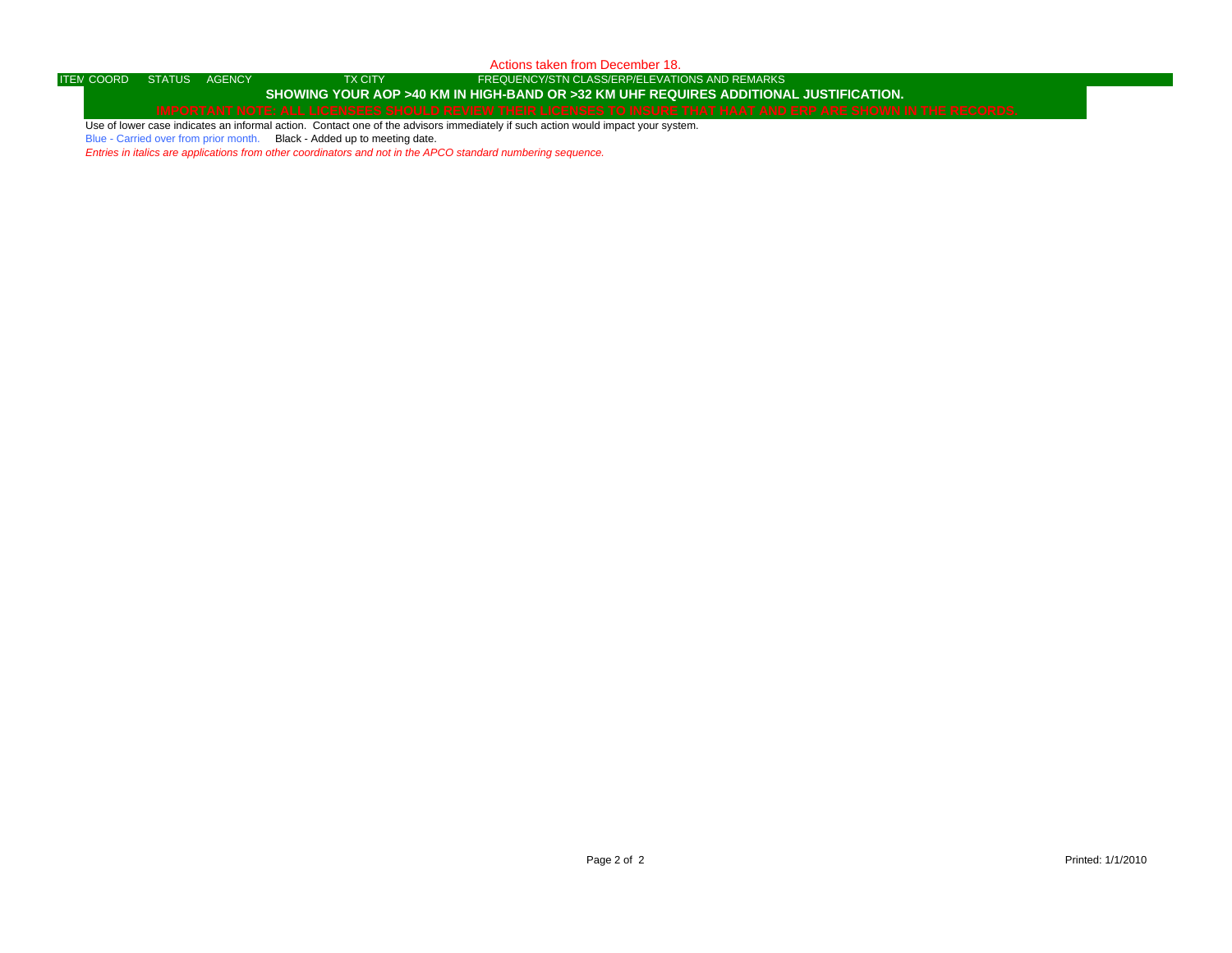Actions taken from December 18.

| ITEM | COORD | STATUS | AGENCY | TX CITY | FREQUENCY/STN CLASS/ERP/ELEVATIONS AND REMARKS |
|---|---|---|---|---|---|

**SHOWING YOUR AOP >40 KM IN HIGH-BAND OR >32 KM UHF REQUIRES ADDITIONAL JUSTIFICATION.**

**IMPORTANT NOTE: ALL LICENSEES SHOULD REVIEW THEIR LICENSES TO INSURE THAT HAAT AND ERP ARE SHOWN IN THE RECORDS.**

Use of lower case indicates an informal action. Contact one of the advisors immediately if such action would impact your system.

Blue - Carried over from prior month. Black - Added up to meeting date.

*Entries in italics are applications from other coordinators and not in the APCO standard numbering sequence.*

Printed: 1/1/2010